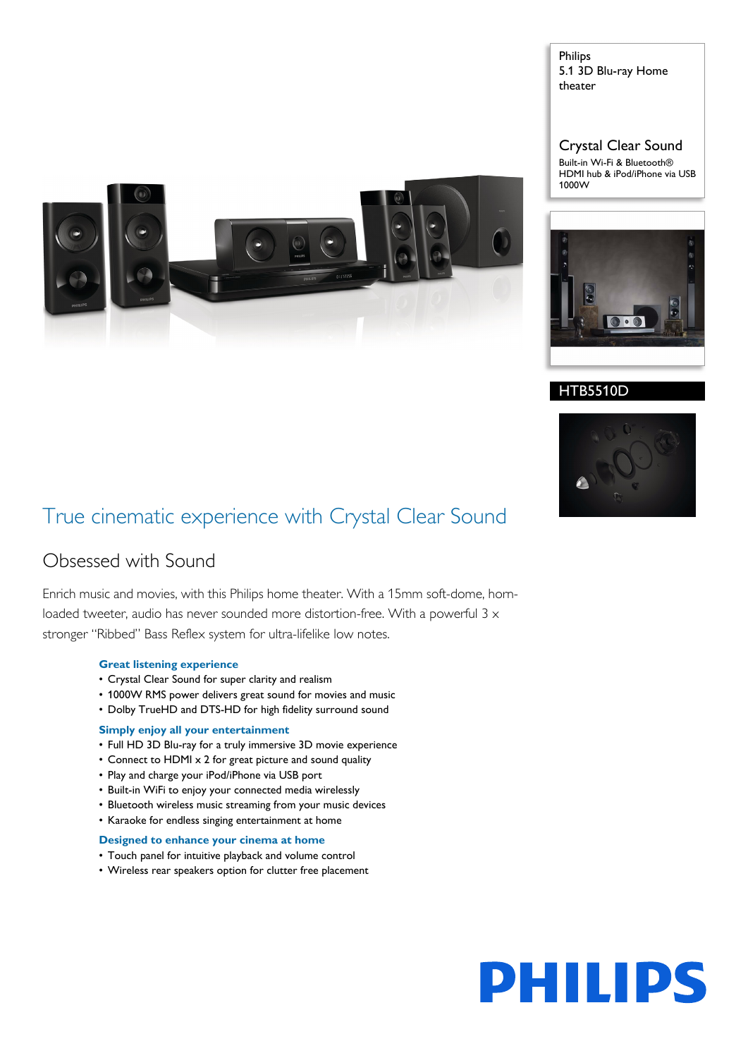Philips
5.1 3D Blu-ray Home theater

Crystal Clear Sound
Built-in Wi-Fi & Bluetooth®
HDMI hub & iPod/iPhone via USB
1000W

HTB5510D

# True cinematic experience with Crystal Clear Sound

## Obsessed with Sound

Enrich music and movies, with this Philips home theater. With a 15mm soft-dome, horn-loaded tweeter, audio has never sounded more distortion-free. With a powerful 3 × stronger "Ribbed" Bass Reflex system for ultra-lifelike low notes.

**Great listening experience**
- Crystal Clear Sound for super clarity and realism
- 1000W RMS power delivers great sound for movies and music
- Dolby TrueHD and DTS-HD for high fidelity surround sound

**Simply enjoy all your entertainment**
- Full HD 3D Blu-ray for a truly immersive 3D movie experience
- Connect to HDMI x 2 for great picture and sound quality
- Play and charge your iPod/iPhone via USB port
- Built-in WiFi to enjoy your connected media wirelessly
- Bluetooth wireless music streaming from your music devices
- Karaoke for endless singing entertainment at home

**Designed to enhance your cinema at home**
- Touch panel for intuitive playback and volume control
- Wireless rear speakers option for clutter free placement

PHILIPS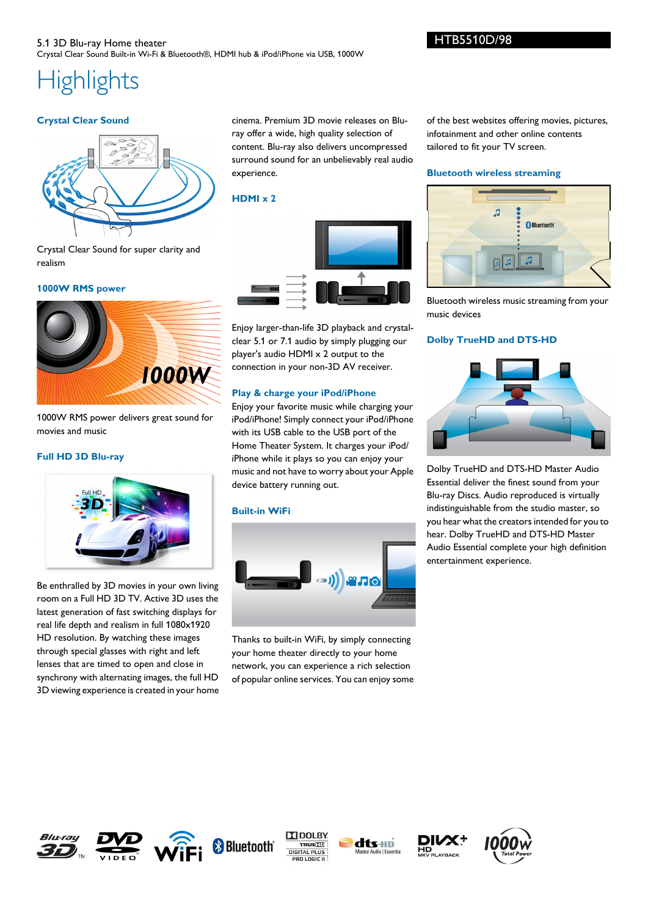5.1 3D Blu-ray Home theater
Crystal Clear Sound Built-in Wi-Fi & Bluetooth®, HDMI hub & iPod/iPhone via USB, 1000W

HTB5510D/98

# Highlights

### Crystal Clear Sound

Crystal Clear Sound for super clarity and realism

### 1000W RMS power

1000W RMS power delivers great sound for movies and music

### Full HD 3D Blu-ray

Be enthralled by 3D movies in your own living room on a Full HD 3D TV. Active 3D uses the latest generation of fast switching displays for real life depth and realism in full 1080x1920 HD resolution. By watching these images through special glasses with right and left lenses that are timed to open and close in synchrony with alternating images, the full HD 3D viewing experience is created in your home cinema. Premium 3D movie releases on Blu-ray offer a wide, high quality selection of content. Blu-ray also delivers uncompressed surround sound for an unbelievably real audio experience.

### HDMI x 2

Enjoy larger-than-life 3D playback and crystal-clear 5.1 or 7.1 audio by simply plugging our player's audio HDMI x 2 output to the connection in your non-3D AV receiver.

### Play & charge your iPod/iPhone

Enjoy your favorite music while charging your iPod/iPhone! Simply connect your iPod/iPhone with its USB cable to the USB port of the Home Theater System. It charges your iPod/iPhone while it plays so you can enjoy your music and not have to worry about your Apple device battery running out.

### Built-in WiFi

Thanks to built-in WiFi, by simply connecting your home theater directly to your home network, you can experience a rich selection of popular online services. You can enjoy some of the best websites offering movies, pictures, infotainment and other online contents tailored to fit your TV screen.

### Bluetooth wireless streaming

Bluetooth wireless music streaming from your music devices

### Dolby TrueHD and DTS-HD

Dolby TrueHD and DTS-HD Master Audio Essential deliver the finest sound from your Blu-ray Discs. Audio reproduced is virtually indistinguishable from the studio master, so you hear what the creators intended for you to hear. Dolby TrueHD and DTS-HD Master Audio Essential complete your high definition entertainment experience.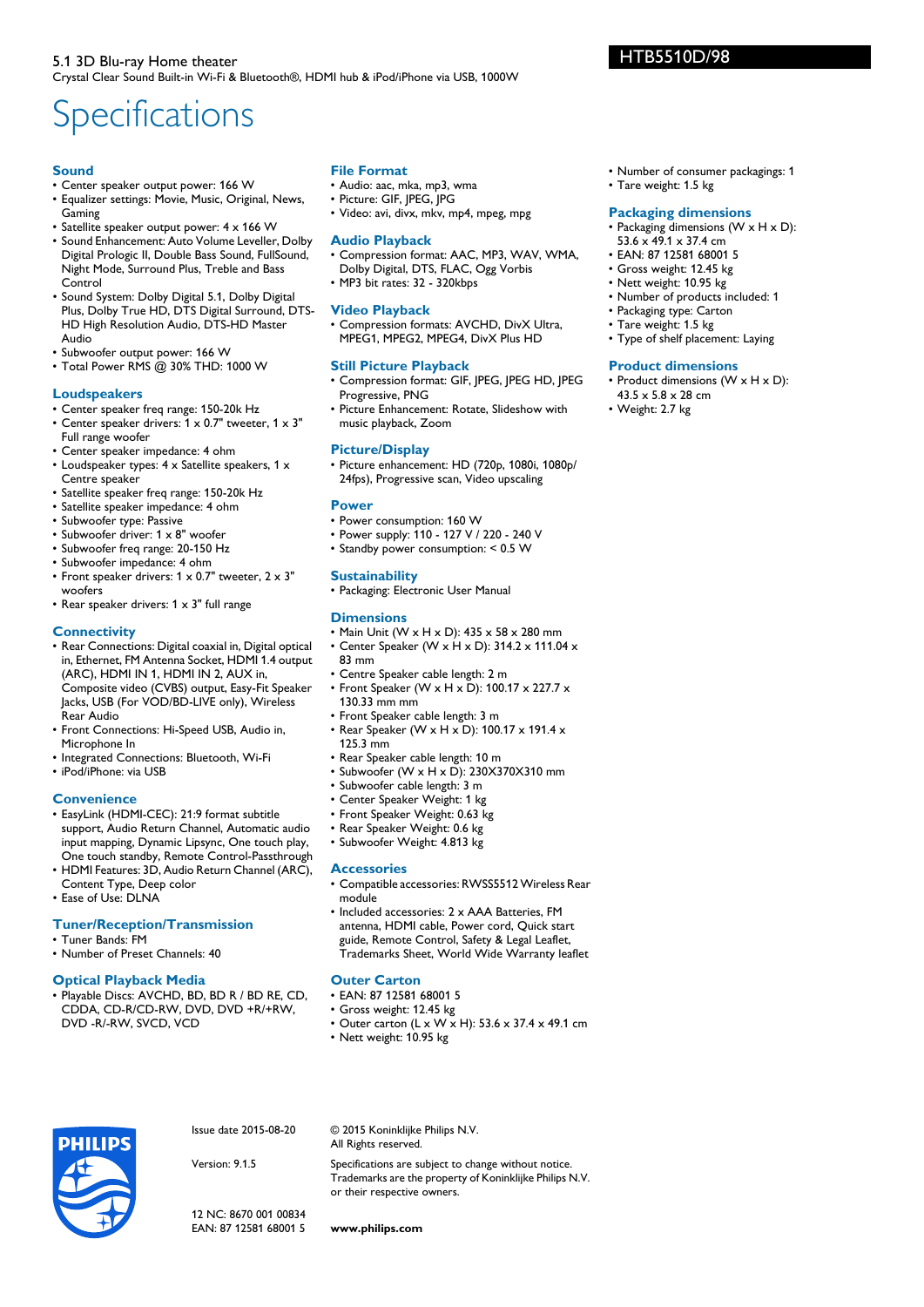5.1 3D Blu-ray Home theater

Crystal Clear Sound Built-in Wi-Fi & Bluetooth®, HDMI hub & iPod/iPhone via USB, 1000W

HTB5510D/98

# Specifications

## Sound

- Center speaker output power: 166 W
- Equalizer settings: Movie, Music, Original, News, Gaming
- Satellite speaker output power: 4 x 166 W
- Sound Enhancement: Auto Volume Leveller, Dolby Digital Prologic II, Double Bass Sound, FullSound, Night Mode, Surround Plus, Treble and Bass Control
- Sound System: Dolby Digital 5.1, Dolby Digital Plus, Dolby True HD, DTS Digital Surround, DTS-HD High Resolution Audio, DTS-HD Master Audio
- Subwoofer output power: 166 W
- Total Power RMS @ 30% THD: 1000 W

## Loudspeakers

- Center speaker freq range: 150-20k Hz
- Center speaker drivers: 1 x 0.7" tweeter, 1 x 3" Full range woofer
- Center speaker impedance: 4 ohm
- Loudspeaker types: 4 x Satellite speakers, 1 x Centre speaker
- Satellite speaker freq range: 150-20k Hz
- Satellite speaker impedance: 4 ohm
- Subwoofer type: Passive
- Subwoofer driver: 1 x 8" woofer
- Subwoofer freq range: 20-150 Hz
- Subwoofer impedance: 4 ohm
- Front speaker drivers: 1 x 0.7" tweeter, 2 x 3" woofers
- Rear speaker drivers: 1 x 3" full range

## Connectivity

- Rear Connections: Digital coaxial in, Digital optical in, Ethernet, FM Antenna Socket, HDMI 1.4 output (ARC), HDMI IN 1, HDMI IN 2, AUX in, Composite video (CVBS) output, Easy-Fit Speaker Jacks, USB (For VOD/BD-LIVE only), Wireless Rear Audio
- Front Connections: Hi-Speed USB, Audio in, Microphone In
- Integrated Connections: Bluetooth, Wi-Fi
- iPod/iPhone: via USB

## Convenience

- EasyLink (HDMI-CEC): 21:9 format subtitle support, Audio Return Channel, Automatic audio input mapping, Dynamic Lipsync, One touch play, One touch standby, Remote Control-Passthrough
- HDMI Features: 3D, Audio Return Channel (ARC), Content Type, Deep color
- Ease of Use: DLNA

## Tuner/Reception/Transmission

- Tuner Bands: FM
- Number of Preset Channels: 40

## Optical Playback Media

- Playable Discs: AVCHD, BD, BD R / BD RE, CD, CDDA, CD-R/CD-RW, DVD, DVD +R/+RW, DVD -R/-RW, SVCD, VCD

## File Format

- Audio: aac, mka, mp3, wma
- Picture: GIF, JPEG, JPG
- Video: avi, divx, mkv, mp4, mpeg, mpg

## Audio Playback

- Compression format: AAC, MP3, WAV, WMA, Dolby Digital, DTS, FLAC, Ogg Vorbis
- MP3 bit rates: 32 - 320kbps

## Video Playback

- Compression formats: AVCHD, DivX Ultra, MPEG1, MPEG2, MPEG4, DivX Plus HD

## Still Picture Playback

- Compression format: GIF, JPEG, JPEG HD, JPEG Progressive, PNG
- Picture Enhancement: Rotate, Slideshow with music playback, Zoom

## Picture/Display

- Picture enhancement: HD (720p, 1080i, 1080p/ 24fps), Progressive scan, Video upscaling

## Power

- Power consumption: 160 W
- Power supply: 110 - 127 V / 220 - 240 V
- Standby power consumption: < 0.5 W

## Sustainability

- Packaging: Electronic User Manual

## Dimensions

- Main Unit (W x H x D): 435 x 58 x 280 mm
- Center Speaker (W x H x D): 314.2 x 111.04 x 83 mm
- Centre Speaker cable length: 2 m
- Front Speaker (W x H x D): 100.17 x 227.7 x 130.33 mm mm
- Front Speaker cable length: 3 m
- Rear Speaker (W x H x D): 100.17 x 191.4 x 125.3 mm
- Rear Speaker cable length: 10 m
- Subwoofer (W x H x D): 230X370X310 mm
- Subwoofer cable length: 3 m
- Center Speaker Weight: 1 kg
- Front Speaker Weight: 0.63 kg
- Rear Speaker Weight: 0.6 kg
- Subwoofer Weight: 4.813 kg

## Accessories

- Compatible accessories: RWSS5512 Wireless Rear module
- Included accessories: 2 x AAA Batteries, FM antenna, HDMI cable, Power cord, Quick start guide, Remote Control, Safety & Legal Leaflet, Trademarks Sheet, World Wide Warranty leaflet

## Outer Carton

- EAN: 87 12581 68001 5
- Gross weight: 12.45 kg
- Outer carton (L x W x H): 53.6 x 37.4 x 49.1 cm
- Nett weight: 10.95 kg
- Number of consumer packagings: 1
- Tare weight: 1.5 kg

## Packaging dimensions

- Packaging dimensions (W x H x D): 53.6 x 49.1 x 37.4 cm
- EAN: 87 12581 68001 5
- Gross weight: 12.45 kg
- Nett weight: 10.95 kg
- Number of products included: 1
- Packaging type: Carton
- Tare weight: 1.5 kg
- Type of shelf placement: Laying

## Product dimensions

- Product dimensions (W x H x D): 43.5 x 5.8 x 28 cm
- Weight: 2.7 kg

Issue date 2015-08-20

Version: 9.1.5

12 NC: 8670 001 00834
EAN: 87 12581 68001 5

© 2015 Koninklijke Philips N.V.
All Rights reserved.

Specifications are subject to change without notice. Trademarks are the property of Koninklijke Philips N.V. or their respective owners.

www.philips.com